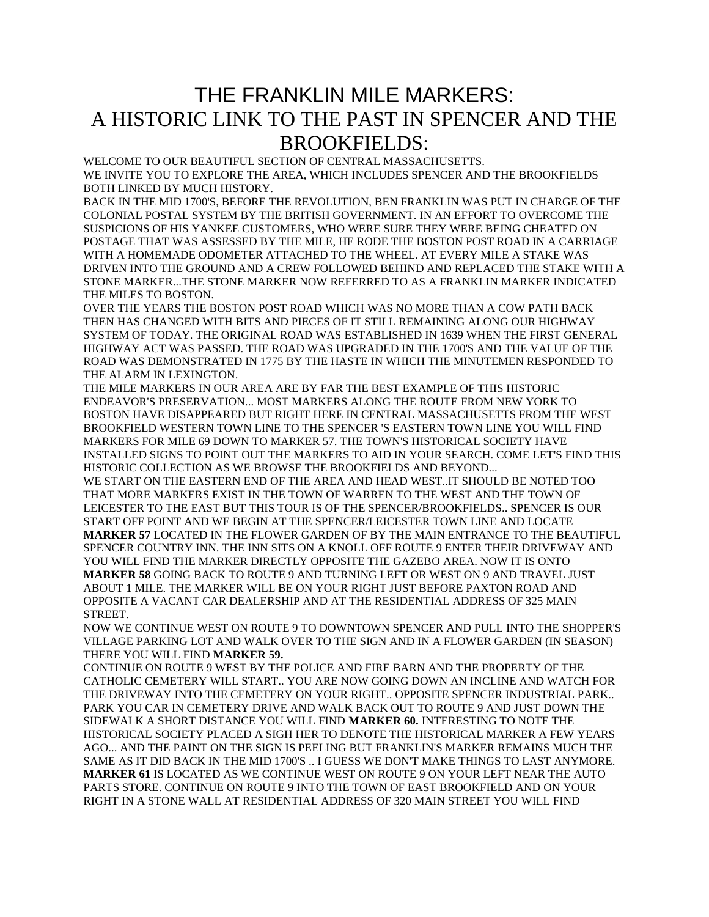# THE FRANKLIN MILE MARKERS: A HISTORIC LINK TO THE PAST IN SPENCER AND THE BROOKFIELDS:

WELCOME TO OUR BEAUTIFUL SECTION OF CENTRAL MASSACHUSETTS.
WE INVITE YOU TO EXPLORE THE AREA, WHICH INCLUDES SPENCER AND THE BROOKFIELDS BOTH LINKED BY MUCH HISTORY.
BACK IN THE MID 1700'S, BEFORE THE REVOLUTION, BEN FRANKLIN WAS PUT IN CHARGE OF THE COLONIAL POSTAL SYSTEM BY THE BRITISH GOVERNMENT. IN AN EFFORT TO OVERCOME THE SUSPICIONS OF HIS YANKEE CUSTOMERS, WHO WERE SURE THEY WERE BEING CHEATED ON POSTAGE THAT WAS ASSESSED BY THE MILE, HE RODE THE BOSTON POST ROAD IN A CARRIAGE WITH A HOMEMADE ODOMETER ATTACHED TO THE WHEEL. AT EVERY MILE A STAKE WAS DRIVEN INTO THE GROUND AND A CREW FOLLOWED BEHIND AND REPLACED THE STAKE WITH A STONE MARKER...THE STONE MARKER NOW REFERRED TO AS A FRANKLIN MARKER INDICATED THE MILES TO BOSTON.
OVER THE YEARS THE BOSTON POST ROAD WHICH WAS NO MORE THAN A COW PATH BACK THEN HAS CHANGED WITH BITS AND PIECES OF IT STILL REMAINING ALONG OUR HIGHWAY SYSTEM OF TODAY. THE ORIGINAL ROAD WAS ESTABLISHED IN 1639 WHEN THE FIRST GENERAL HIGHWAY ACT WAS PASSED. THE ROAD WAS UPGRADED IN THE 1700'S AND THE VALUE OF THE ROAD WAS DEMONSTRATED IN 1775 BY THE HASTE IN WHICH THE MINUTEMEN RESPONDED TO THE ALARM IN LEXINGTON.
THE MILE MARKERS IN OUR AREA ARE BY FAR THE BEST EXAMPLE OF THIS HISTORIC ENDEAVOR'S PRESERVATION... MOST MARKERS ALONG THE ROUTE FROM NEW YORK TO BOSTON HAVE DISAPPEARED BUT RIGHT HERE IN CENTRAL MASSACHUSETTS FROM THE WEST BROOKFIELD WESTERN TOWN LINE TO THE SPENCER 'S EASTERN TOWN LINE YOU WILL FIND MARKERS FOR MILE 69 DOWN TO MARKER 57. THE TOWN'S HISTORICAL SOCIETY HAVE INSTALLED SIGNS TO POINT OUT THE MARKERS TO AID IN YOUR SEARCH. COME LET'S FIND THIS HISTORIC COLLECTION AS WE BROWSE THE BROOKFIELDS AND BEYOND...
WE START ON THE EASTERN END OF THE AREA AND HEAD WEST..IT SHOULD BE NOTED TOO THAT MORE MARKERS EXIST IN THE TOWN OF WARREN TO THE WEST AND THE TOWN OF LEICESTER TO THE EAST BUT THIS TOUR IS OF THE SPENCER/BROOKFIELDS.. SPENCER IS OUR START OFF POINT AND WE BEGIN AT THE SPENCER/LEICESTER TOWN LINE AND LOCATE **MARKER 57** LOCATED IN THE FLOWER GARDEN OF BY THE MAIN ENTRANCE TO THE BEAUTIFUL SPENCER COUNTRY INN. THE INN SITS ON A KNOLL OFF ROUTE 9 ENTER THEIR DRIVEWAY AND YOU WILL FIND THE MARKER DIRECTLY OPPOSITE THE GAZEBO AREA. NOW IT IS ONTO **MARKER 58** GOING BACK TO ROUTE 9 AND TURNING LEFT OR WEST ON 9 AND TRAVEL JUST ABOUT 1 MILE. THE MARKER WILL BE ON YOUR RIGHT JUST BEFORE PAXTON ROAD AND OPPOSITE A VACANT CAR DEALERSHIP AND AT THE RESIDENTIAL ADDRESS OF 325 MAIN STREET.
NOW WE CONTINUE WEST ON ROUTE 9 TO DOWNTOWN SPENCER AND PULL INTO THE SHOPPER'S VILLAGE PARKING LOT AND WALK OVER TO THE SIGN AND IN A FLOWER GARDEN (IN SEASON) THERE YOU WILL FIND **MARKER 59.**
CONTINUE ON ROUTE 9 WEST BY THE POLICE AND FIRE BARN AND THE PROPERTY OF THE CATHOLIC CEMETERY WILL START.. YOU ARE NOW GOING DOWN AN INCLINE AND WATCH FOR THE DRIVEWAY INTO THE CEMETERY ON YOUR RIGHT.. OPPOSITE SPENCER INDUSTRIAL PARK.. PARK YOU CAR IN CEMETERY DRIVE AND WALK BACK OUT TO ROUTE 9 AND JUST DOWN THE SIDEWALK A SHORT DISTANCE YOU WILL FIND **MARKER 60.** INTERESTING TO NOTE THE HISTORICAL SOCIETY PLACED A SIGH HER TO DENOTE THE HISTORICAL MARKER A FEW YEARS AGO... AND THE PAINT ON THE SIGN IS PEELING BUT FRANKLIN'S MARKER REMAINS MUCH THE SAME AS IT DID BACK IN THE MID 1700'S .. I GUESS WE DON'T MAKE THINGS TO LAST ANYMORE. **MARKER 61** IS LOCATED AS WE CONTINUE WEST ON ROUTE 9 ON YOUR LEFT NEAR THE AUTO PARTS STORE. CONTINUE ON ROUTE 9 INTO THE TOWN OF EAST BROOKFIELD AND ON YOUR RIGHT IN A STONE WALL AT RESIDENTIAL ADDRESS OF 320 MAIN STREET YOU WILL FIND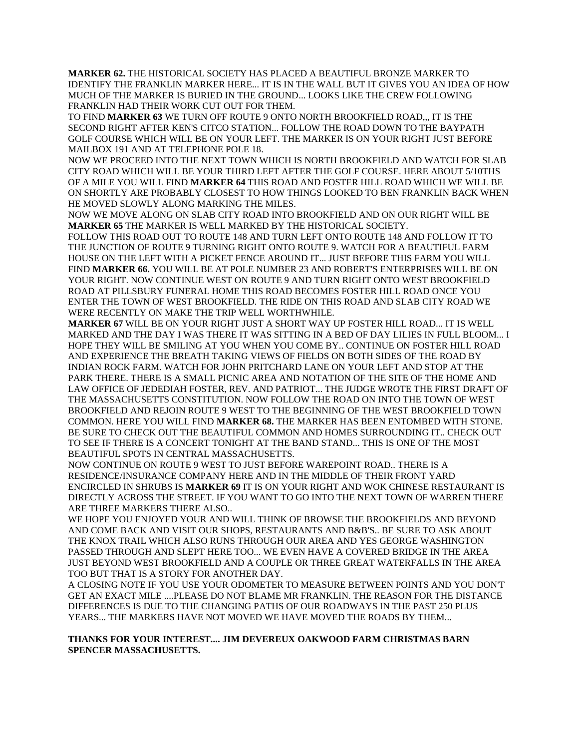**MARKER 62.** THE HISTORICAL SOCIETY HAS PLACED A BEAUTIFUL BRONZE MARKER TO IDENTIFY THE FRANKLIN MARKER HERE... IT IS IN THE WALL BUT IT GIVES YOU AN IDEA OF HOW MUCH OF THE MARKER IS BURIED IN THE GROUND... LOOKS LIKE THE CREW FOLLOWING FRANKLIN HAD THEIR WORK CUT OUT FOR THEM.

TO FIND **MARKER 63** WE TURN OFF ROUTE 9 ONTO NORTH BROOKFIELD ROAD,,, IT IS THE SECOND RIGHT AFTER KEN'S CITCO STATION... FOLLOW THE ROAD DOWN TO THE BAYPATH GOLF COURSE WHICH WILL BE ON YOUR LEFT. THE MARKER IS ON YOUR RIGHT JUST BEFORE MAILBOX 191 AND AT TELEPHONE POLE 18.

NOW WE PROCEED INTO THE NEXT TOWN WHICH IS NORTH BROOKFIELD AND WATCH FOR SLAB CITY ROAD WHICH WILL BE YOUR THIRD LEFT AFTER THE GOLF COURSE. HERE ABOUT 5/10THS OF A MILE YOU WILL FIND **MARKER 64** THIS ROAD AND FOSTER HILL ROAD WHICH WE WILL BE ON SHORTLY ARE PROBABLY CLOSEST TO HOW THINGS LOOKED TO BEN FRANKLIN BACK WHEN HE MOVED SLOWLY ALONG MARKING THE MILES.

NOW WE MOVE ALONG ON SLAB CITY ROAD INTO BROOKFIELD AND ON OUR RIGHT WILL BE **MARKER 65** THE MARKER IS WELL MARKED BY THE HISTORICAL SOCIETY.

FOLLOW THIS ROAD OUT TO ROUTE 148 AND TURN LEFT ONTO ROUTE 148 AND FOLLOW IT TO THE JUNCTION OF ROUTE 9 TURNING RIGHT ONTO ROUTE 9. WATCH FOR A BEAUTIFUL FARM HOUSE ON THE LEFT WITH A PICKET FENCE AROUND IT... JUST BEFORE THIS FARM YOU WILL FIND **MARKER 66.** YOU WILL BE AT POLE NUMBER 23 AND ROBERT'S ENTERPRISES WILL BE ON YOUR RIGHT. NOW CONTINUE WEST ON ROUTE 9 AND TURN RIGHT ONTO WEST BROOKFIELD ROAD AT PILLSBURY FUNERAL HOME THIS ROAD BECOMES FOSTER HILL ROAD ONCE YOU ENTER THE TOWN OF WEST BROOKFIELD. THE RIDE ON THIS ROAD AND SLAB CITY ROAD WE WERE RECENTLY ON MAKE THE TRIP WELL WORTHWHILE.

**MARKER 67** WILL BE ON YOUR RIGHT JUST A SHORT WAY UP FOSTER HILL ROAD... IT IS WELL MARKED AND THE DAY I WAS THERE IT WAS SITTING IN A BED OF DAY LILIES IN FULL BLOOM... I HOPE THEY WILL BE SMILING AT YOU WHEN YOU COME BY.. CONTINUE ON FOSTER HILL ROAD AND EXPERIENCE THE BREATH TAKING VIEWS OF FIELDS ON BOTH SIDES OF THE ROAD BY INDIAN ROCK FARM. WATCH FOR JOHN PRITCHARD LANE ON YOUR LEFT AND STOP AT THE PARK THERE. THERE IS A SMALL PICNIC AREA AND NOTATION OF THE SITE OF THE HOME AND LAW OFFICE OF JEDEDIAH FOSTER, REV. AND PATRIOT... THE JUDGE WROTE THE FIRST DRAFT OF THE MASSACHUSETTS CONSTITUTION. NOW FOLLOW THE ROAD ON INTO THE TOWN OF WEST BROOKFIELD AND REJOIN ROUTE 9 WEST TO THE BEGINNING OF THE WEST BROOKFIELD TOWN COMMON. HERE YOU WILL FIND **MARKER 68.** THE MARKER HAS BEEN ENTOMBED WITH STONE. BE SURE TO CHECK OUT THE BEAUTIFUL COMMON AND HOMES SURROUNDING IT.. CHECK OUT TO SEE IF THERE IS A CONCERT TONIGHT AT THE BAND STAND... THIS IS ONE OF THE MOST BEAUTIFUL SPOTS IN CENTRAL MASSACHUSETTS.

NOW CONTINUE ON ROUTE 9 WEST TO JUST BEFORE WAREPOINT ROAD.. THERE IS A RESIDENCE/INSURANCE COMPANY HERE AND IN THE MIDDLE OF THEIR FRONT YARD ENCIRCLED IN SHRUBS IS **MARKER 69** IT IS ON YOUR RIGHT AND WOK CHINESE RESTAURANT IS DIRECTLY ACROSS THE STREET. IF YOU WANT TO GO INTO THE NEXT TOWN OF WARREN THERE ARE THREE MARKERS THERE ALSO..

WE HOPE YOU ENJOYED YOUR AND WILL THINK OF BROWSE THE BROOKFIELDS AND BEYOND AND COME BACK AND VISIT OUR SHOPS, RESTAURANTS AND B&B'S.. BE SURE TO ASK ABOUT THE KNOX TRAIL WHICH ALSO RUNS THROUGH OUR AREA AND YES GEORGE WASHINGTON PASSED THROUGH AND SLEPT HERE TOO... WE EVEN HAVE A COVERED BRIDGE IN THE AREA JUST BEYOND WEST BROOKFIELD AND A COUPLE OR THREE GREAT WATERFALLS IN THE AREA TOO BUT THAT IS A STORY FOR ANOTHER DAY.

A CLOSING NOTE IF YOU USE YOUR ODOMETER TO MEASURE BETWEEN POINTS AND YOU DON'T GET AN EXACT MILE ....PLEASE DO NOT BLAME MR FRANKLIN. THE REASON FOR THE DISTANCE DIFFERENCES IS DUE TO THE CHANGING PATHS OF OUR ROADWAYS IN THE PAST 250 PLUS YEARS... THE MARKERS HAVE NOT MOVED WE HAVE MOVED THE ROADS BY THEM...

**THANKS FOR YOUR INTEREST.... JIM DEVEREUX OAKWOOD FARM CHRISTMAS BARN SPENCER MASSACHUSETTS.**